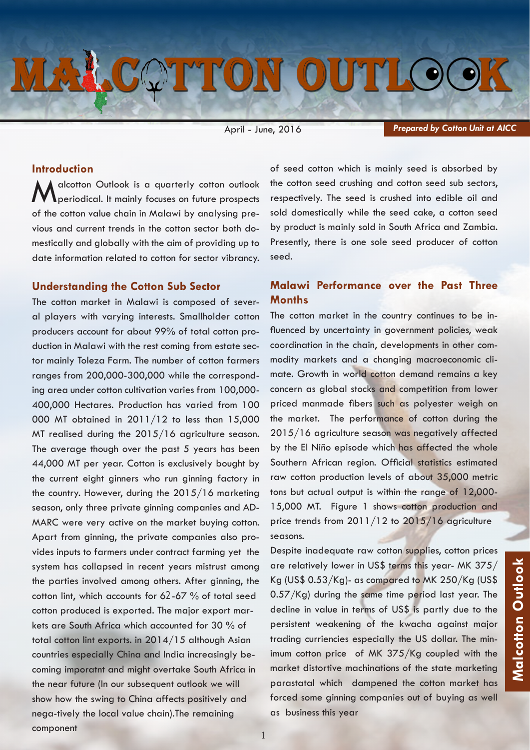# MALCOTTON OUTLOOK

April - June, 2016

***Prepared by Cotton Unit at AICC***

## Introduction

Malcotton Outlook is a quarterly cotton outlook periodical. It mainly focuses on future prospects of the cotton value chain in Malawi by analysing previous and current trends in the cotton sector both domestically and globally with the aim of providing up to date information related to cotton for sector vibrancy.

## Understanding the Cotton Sub Sector

The cotton market in Malawi is composed of several players with varying interests. Smallholder cotton producers account for about 99% of total cotton production in Malawi with the rest coming from estate sector mainly Toleza Farm. The number of cotton farmers ranges from 200,000-300,000 while the corresponding area under cotton cultivation varies from 100,000-400,000 Hectares. Production has varied from 100 000 MT obtained in 2011/12 to less than 15,000 MT realised during the 2015/16 agriculture season. The average though over the past 5 years has been 44,000 MT per year. Cotton is exclusively bought by the current eight ginners who run ginning factory in the country. However, during the 2015/16 marketing season, only three private ginning companies and ADMARC were very active on the market buying cotton. Apart from ginning, the private companies also provides inputs to farmers under contract farming yet the system has collapsed in recent years mistrust among the parties involved among others. After ginning, the cotton lint, which accounts for 62-67 % of total seed cotton produced is exported. The major export markets are South Africa which accounted for 30 % of total cotton lint exports. in 2014/15 although Asian countries especially China and India increasingly becoming imporatnt and might overtake South Africa in the near future (In our subsequent outlook we will show how the swing to China affects positively and nega-tively the local value chain).The remaining component of seed cotton which is mainly seed is absorbed by the cotton seed crushing and cotton seed sub sectors, respectively. The seed is crushed into edible oil and sold domestically while the seed cake, a cotton seed by product is mainly sold in South Africa and Zambia. Presently, there is one sole seed producer of cotton seed.

## Malawi Performance over the Past Three Months

The cotton market in the country continues to be influenced by uncertainty in government policies, weak coordination in the chain, developments in other commodity markets and a changing macroeconomic climate. Growth in world cotton demand remains a key concern as global stocks and competition from lower priced manmade fibers such as polyester weigh on the market. The performance of cotton during the 2015/16 agriculture season was negatively affected by the El Niño episode which has affected the whole Southern African region. Official statistics estimated raw cotton production levels of about 35,000 metric tons but actual output is within the range of 12,000-15,000 MT. Figure 1 shows cotton production and price trends from 2011/12 to 2015/16 agriculture seasons.

Despite inadequate raw cotton supplies, cotton prices are relatively lower in US$ terms this year- MK 375/Kg (US$ 0.53/Kg)- as compared to MK 250/Kg (US$ 0.57/Kg) during the same time period last year. The decline in value in terms of US$ is partly due to the persistent weakening of the kwacha against major trading curriencies especially the US dollar. The minimum cotton price of MK 375/Kg coupled with the market distortive machinations of the state marketing parastatal which dampened the cotton market has forced some ginning companies out of buying as well as business this year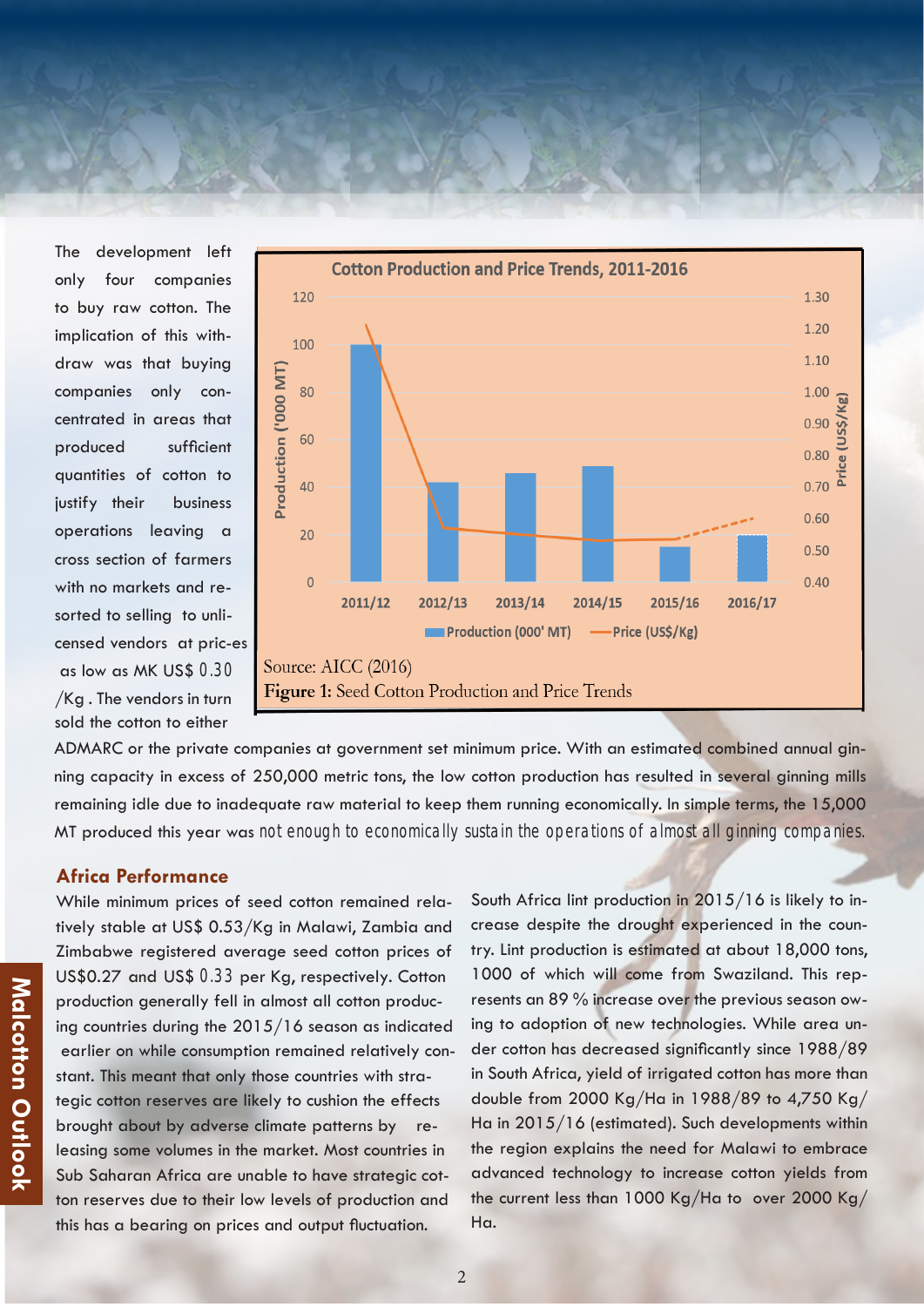The development left only four companies to buy raw cotton. The implication of this withdraw was that buying companies only concentrated in areas that produced sufficient quantities of cotton to justify their business operations leaving a cross section of farmers with no markets and resorted to selling to unlicensed vendors at prices as low as MK US$ 0.30 /Kg . The vendors in turn sold the cotton to either ADMARC or the private companies at government set minimum price. With an estimated combined annual ginning capacity in excess of 250,000 metric tons, the low cotton production has resulted in several ginning mills remaining idle due to inadequate raw material to keep them running economically. In simple terms, the 15,000 MT produced this year was not enough to economically sustain the operations of almost all ginning companies.

**Cotton Production and Price Trends, 2011-2016**

Source: AICC (2016)

**Figure 1:** Seed Cotton Production and Price Trends

## Africa Performance

While minimum prices of seed cotton remained relatively stable at US$ 0.53/Kg in Malawi, Zambia and Zimbabwe registered average seed cotton prices of US$0.27 and US$ 0.33 per Kg, respectively. Cotton production generally fell in almost all cotton producing countries during the 2015/16 season as indicated earlier on while consumption remained relatively constant. This meant that only those countries with strategic cotton reserves are likely to cushion the effects brought about by adverse climate patterns by releasing some volumes in the market. Most countries in Sub Saharan Africa are unable to have strategic cotton reserves due to their low levels of production and this has a bearing on prices and output fluctuation.

South Africa lint production in 2015/16 is likely to increase despite the drought experienced in the country. Lint production is estimated at about 18,000 tons, 1000 of which will come from Swaziland. This represents an 89 % increase over the previous season owing to adoption of new technologies. While area under cotton has decreased significantly since 1988/89 in South Africa, yield of irrigated cotton has more than double from 2000 Kg/Ha in 1988/89 to 4,750 Kg/Ha in 2015/16 (estimated). Such developments within the region explains the need for Malawi to embrace advanced technology to increase cotton yields from the current less than 1000 Kg/Ha to over 2000 Kg/Ha.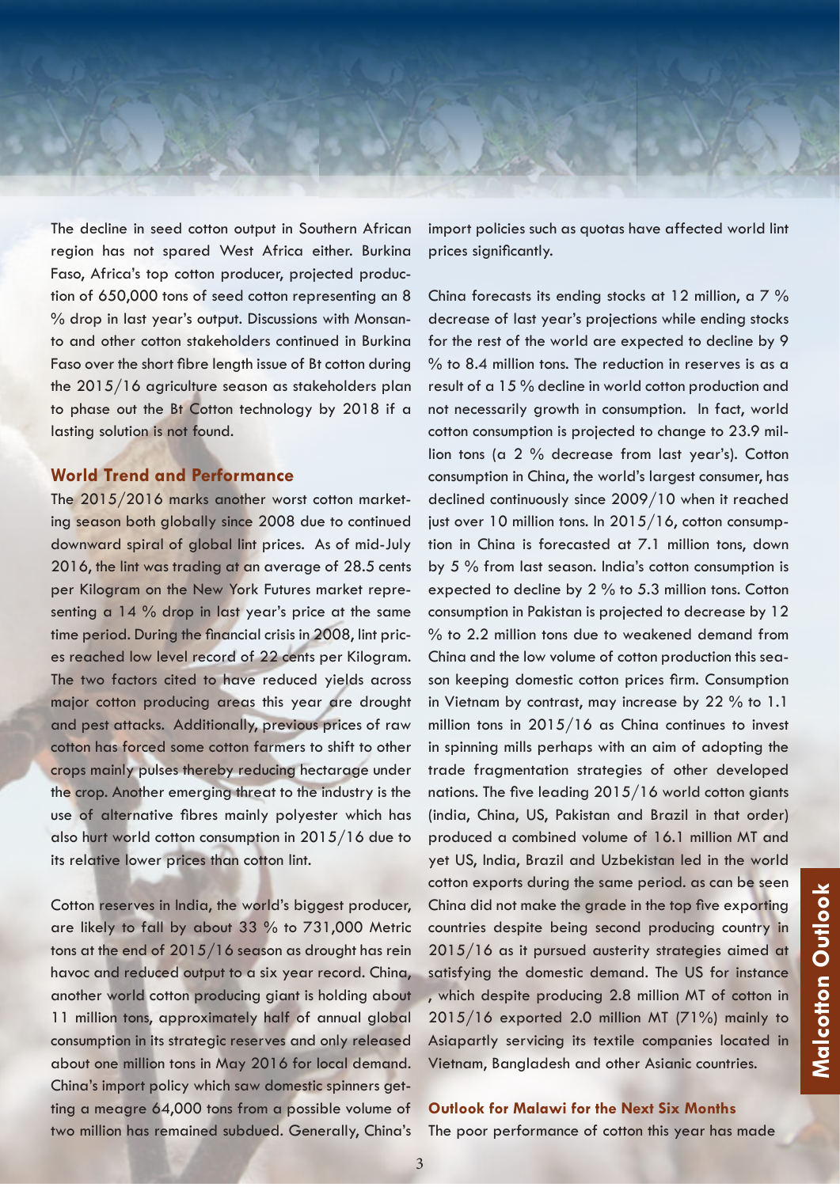The decline in seed cotton output in Southern African region has not spared West Africa either. Burkina Faso, Africa's top cotton producer, projected production of 650,000 tons of seed cotton representing an 8 % drop in last year's output. Discussions with Monsanto and other cotton stakeholders continued in Burkina Faso over the short fibre length issue of Bt cotton during the 2015/16 agriculture season as stakeholders plan to phase out the Bt Cotton technology by 2018 if a lasting solution is not found.

## World Trend and Performance

The 2015/2016 marks another worst cotton marketing season both globally since 2008 due to continued downward spiral of global lint prices. As of mid-July 2016, the lint was trading at an average of 28.5 cents per Kilogram on the New York Futures market representing a 14 % drop in last year's price at the same time period. During the financial crisis in 2008, lint prices reached low level record of 22 cents per Kilogram. The two factors cited to have reduced yields across major cotton producing areas this year are drought and pest attacks. Additionally, previous prices of raw cotton has forced some cotton farmers to shift to other crops mainly pulses thereby reducing hectarage under the crop. Another emerging threat to the industry is the use of alternative fibres mainly polyester which has also hurt world cotton consumption in 2015/16 due to its relative lower prices than cotton lint.

Cotton reserves in India, the world's biggest producer, are likely to fall by about 33 % to 731,000 Metric tons at the end of 2015/16 season as drought has rein havoc and reduced output to a six year record. China, another world cotton producing giant is holding about 11 million tons, approximately half of annual global consumption in its strategic reserves and only released about one million tons in May 2016 for local demand. China's import policy which saw domestic spinners getting a meagre 64,000 tons from a possible volume of two million has remained subdued. Generally, China's import policies such as quotas have affected world lint prices significantly.

China forecasts its ending stocks at 12 million, a 7 % decrease of last year's projections while ending stocks for the rest of the world are expected to decline by 9 % to 8.4 million tons. The reduction in reserves is as a result of a 15 % decline in world cotton production and not necessarily growth in consumption. In fact, world cotton consumption is projected to change to 23.9 million tons (a 2 % decrease from last year's). Cotton consumption in China, the world's largest consumer, has declined continuously since 2009/10 when it reached just over 10 million tons. In 2015/16, cotton consumption in China is forecasted at 7.1 million tons, down by 5 % from last season. India's cotton consumption is expected to decline by 2 % to 5.3 million tons. Cotton consumption in Pakistan is projected to decrease by 12 % to 2.2 million tons due to weakened demand from China and the low volume of cotton production this season keeping domestic cotton prices firm. Consumption in Vietnam by contrast, may increase by 22 % to 1.1 million tons in 2015/16 as China continues to invest in spinning mills perhaps with an aim of adopting the trade fragmentation strategies of other developed nations. The five leading 2015/16 world cotton giants (india, China, US, Pakistan and Brazil in that order) produced a combined volume of 16.1 million MT and yet US, India, Brazil and Uzbekistan led in the world cotton exports during the same period. as can be seen China did not make the grade in the top five exporting countries despite being second producing country in 2015/16 as it pursued austerity strategies aimed at satisfying the domestic demand. The US for instance , which despite producing 2.8 million MT of cotton in 2015/16 exported 2.0 million MT (71%) mainly to Asiapartly servicing its textile companies located in Vietnam, Bangladesh and other Asianic countries.

## Outlook for Malawi for the Next Six Months

The poor performance of cotton this year has made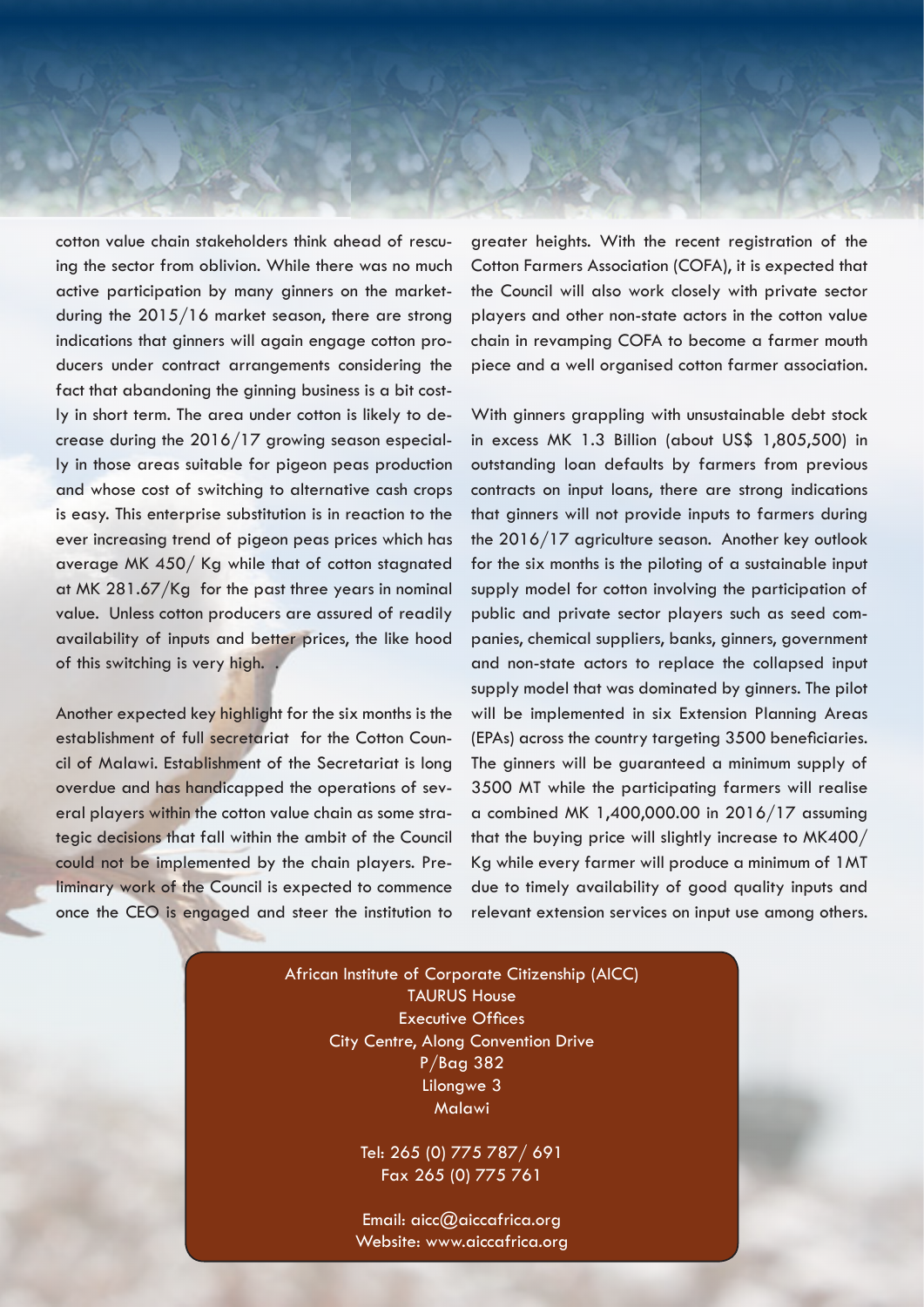cotton value chain stakeholders think ahead of rescuing the sector from oblivion. While there was no much active participation by many ginners on the market-during the 2015/16 market season, there are strong indications that ginners will again engage cotton producers under contract arrangements considering the fact that abandoning the ginning business is a bit costly in short term. The area under cotton is likely to decrease during the 2016/17 growing season especially in those areas suitable for pigeon peas production and whose cost of switching to alternative cash crops is easy. This enterprise substitution is in reaction to the ever increasing trend of pigeon peas prices which has average MK 450/ Kg while that of cotton stagnated at MK 281.67/Kg for the past three years in nominal value. Unless cotton producers are assured of readily availability of inputs and better prices, the like hood of this switching is very high. .

Another expected key highlight for the six months is the establishment of full secretariat for the Cotton Council of Malawi. Establishment of the Secretariat is long overdue and has handicapped the operations of several players within the cotton value chain as some strategic decisions that fall within the ambit of the Council could not be implemented by the chain players. Preliminary work of the Council is expected to commence once the CEO is engaged and steer the institution to greater heights. With the recent registration of the Cotton Farmers Association (COFA), it is expected that the Council will also work closely with private sector players and other non-state actors in the cotton value chain in revamping COFA to become a farmer mouth piece and a well organised cotton farmer association.

With ginners grappling with unsustainable debt stock in excess MK 1.3 Billion (about US$ 1,805,500) in outstanding loan defaults by farmers from previous contracts on input loans, there are strong indications that ginners will not provide inputs to farmers during the 2016/17 agriculture season. Another key outlook for the six months is the piloting of a sustainable input supply model for cotton involving the participation of public and private sector players such as seed companies, chemical suppliers, banks, ginners, government and non-state actors to replace the collapsed input supply model that was dominated by ginners. The pilot will be implemented in six Extension Planning Areas (EPAs) across the country targeting 3500 beneficiaries. The ginners will be guaranteed a minimum supply of 3500 MT while the participating farmers will realise a combined MK 1,400,000.00 in 2016/17 assuming that the buying price will slightly increase to MK400/ Kg while every farmer will produce a minimum of 1MT due to timely availability of good quality inputs and relevant extension services on input use among others.

African Institute of Corporate Citizenship (AICC)
TAURUS House
Executive Offices
City Centre, Along Convention Drive
P/Bag 382
Lilongwe 3
Malawi

Tel: 265 (0) 775 787/ 691
Fax 265 (0) 775 761

Email: aicc@aiccafrica.org
Website: www.aiccafrica.org